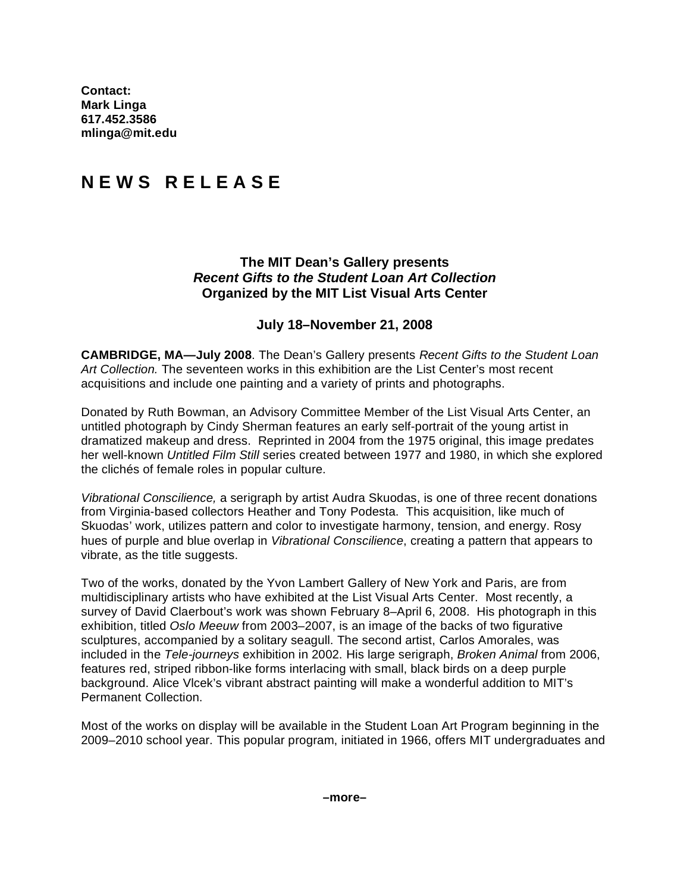**Contact:**
**Mark Linga**
**617.452.3586**
**mlinga@mit.edu**

# N E W S R E L E A S E

### The MIT Dean's Gallery presents
### *Recent Gifts to the Student Loan Art Collection*
### Organized by the MIT List Visual Arts Center

### July 18–November 21, 2008

**CAMBRIDGE, MA—July 2008**. The Dean's Gallery presents *Recent Gifts to the Student Loan Art Collection.* The seventeen works in this exhibition are the List Center's most recent acquisitions and include one painting and a variety of prints and photographs.

Donated by Ruth Bowman, an Advisory Committee Member of the List Visual Arts Center, an untitled photograph by Cindy Sherman features an early self-portrait of the young artist in dramatized makeup and dress. Reprinted in 2004 from the 1975 original, this image predates her well-known *Untitled Film Still* series created between 1977 and 1980, in which she explored the clichés of female roles in popular culture.

*Vibrational Conscilience,* a serigraph by artist Audra Skuodas, is one of three recent donations from Virginia-based collectors Heather and Tony Podesta. This acquisition, like much of Skuodas' work, utilizes pattern and color to investigate harmony, tension, and energy. Rosy hues of purple and blue overlap in *Vibrational Conscilience*, creating a pattern that appears to vibrate, as the title suggests.

Two of the works, donated by the Yvon Lambert Gallery of New York and Paris, are from multidisciplinary artists who have exhibited at the List Visual Arts Center. Most recently, a survey of David Claerbout's work was shown February 8–April 6, 2008. His photograph in this exhibition, titled *Oslo Meeuw* from 2003–2007, is an image of the backs of two figurative sculptures, accompanied by a solitary seagull. The second artist, Carlos Amorales, was included in the *Tele-journeys* exhibition in 2002. His large serigraph, *Broken Animal* from 2006, features red, striped ribbon-like forms interlacing with small, black birds on a deep purple background. Alice Vlcek's vibrant abstract painting will make a wonderful addition to MIT's Permanent Collection.

Most of the works on display will be available in the Student Loan Art Program beginning in the 2009–2010 school year. This popular program, initiated in 1966, offers MIT undergraduates and

**–more–**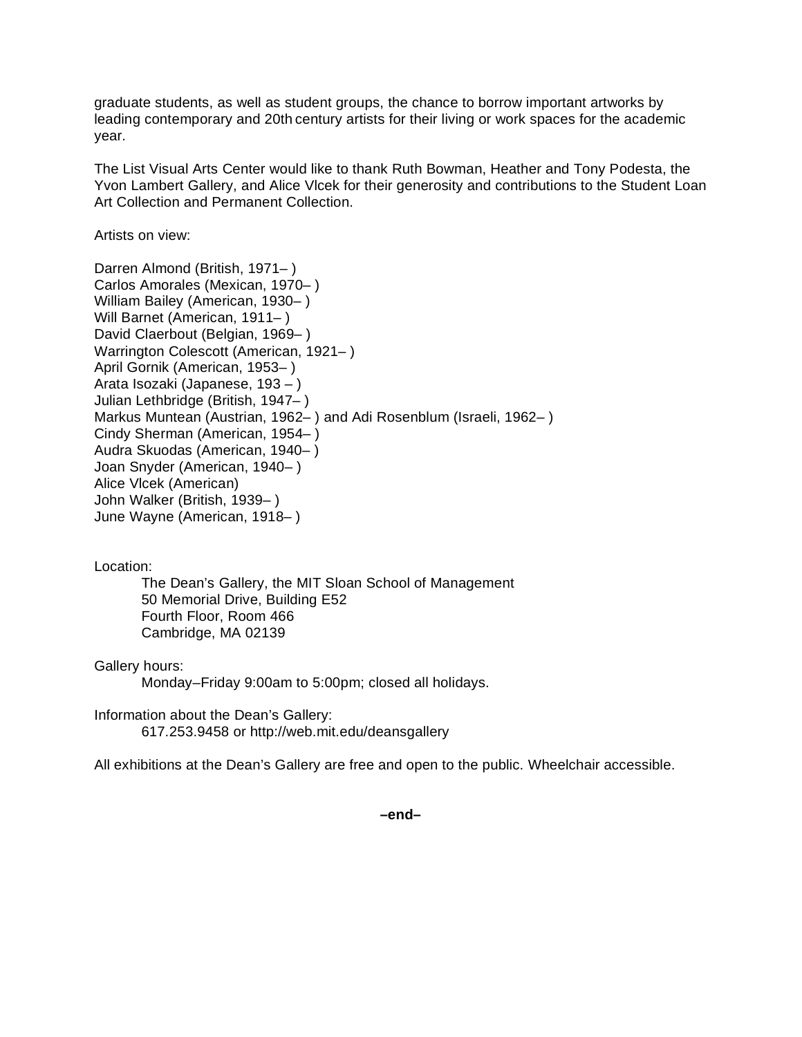graduate students, as well as student groups, the chance to borrow important artworks by leading contemporary and 20th century artists for their living or work spaces for the academic year.

The List Visual Arts Center would like to thank Ruth Bowman, Heather and Tony Podesta, the Yvon Lambert Gallery, and Alice Vlcek for their generosity and contributions to the Student Loan Art Collection and Permanent Collection.

Artists on view:

Darren Almond (British, 1971– )
Carlos Amorales (Mexican, 1970– )
William Bailey (American, 1930– )
Will Barnet (American, 1911– )
David Claerbout (Belgian, 1969– )
Warrington Colescott (American, 1921– )
April Gornik (American, 1953– )
Arata Isozaki (Japanese, 193 – )
Julian Lethbridge (British, 1947– )
Markus Muntean (Austrian, 1962– ) and Adi Rosenblum (Israeli, 1962– )
Cindy Sherman (American, 1954– )
Audra Skuodas (American, 1940– )
Joan Snyder (American, 1940– )
Alice Vlcek (American)
John Walker (British, 1939– )
June Wayne (American, 1918– )

Location:

The Dean's Gallery, the MIT Sloan School of Management
50 Memorial Drive, Building E52
Fourth Floor, Room 466
Cambridge, MA 02139

Gallery hours:

Monday–Friday 9:00am to 5:00pm; closed all holidays.

Information about the Dean's Gallery:

617.253.9458 or http://web.mit.edu/deansgallery

All exhibitions at the Dean's Gallery are free and open to the public. Wheelchair accessible.

**–end–**